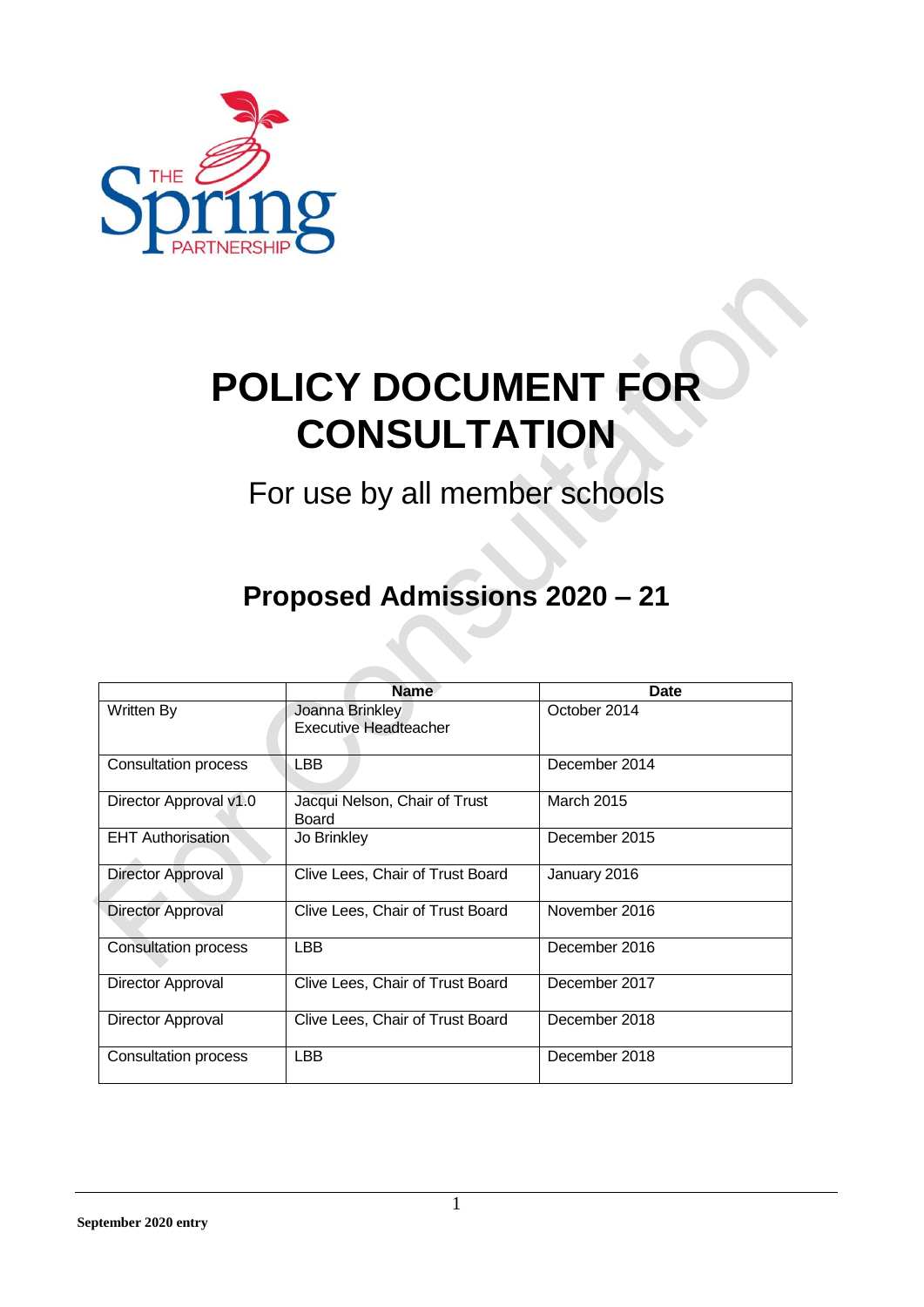# POLICY DOCUMENT FOR CONSULTATION

For use by all member schools

## Proposed Admissions 2020 – 21

| | Name | Date |
|---|---|---|
| Written By | Joanna Brinkley<br>Executive Headteacher | October 2014 |
| Consultation process | LBB | December 2014 |
| Director Approval v1.0 | Jacqui Nelson, Chair of Trust Board | March 2015 |
| EHT Authorisation | Jo Brinkley | December 2015 |
| Director Approval | Clive Lees, Chair of Trust Board | January 2016 |
| Director Approval | Clive Lees, Chair of Trust Board | November 2016 |
| Consultation process | LBB | December 2016 |
| Director Approval | Clive Lees, Chair of Trust Board | December 2017 |
| Director Approval | Clive Lees, Chair of Trust Board | December 2018 |
| Consultation process | LBB | December 2018 |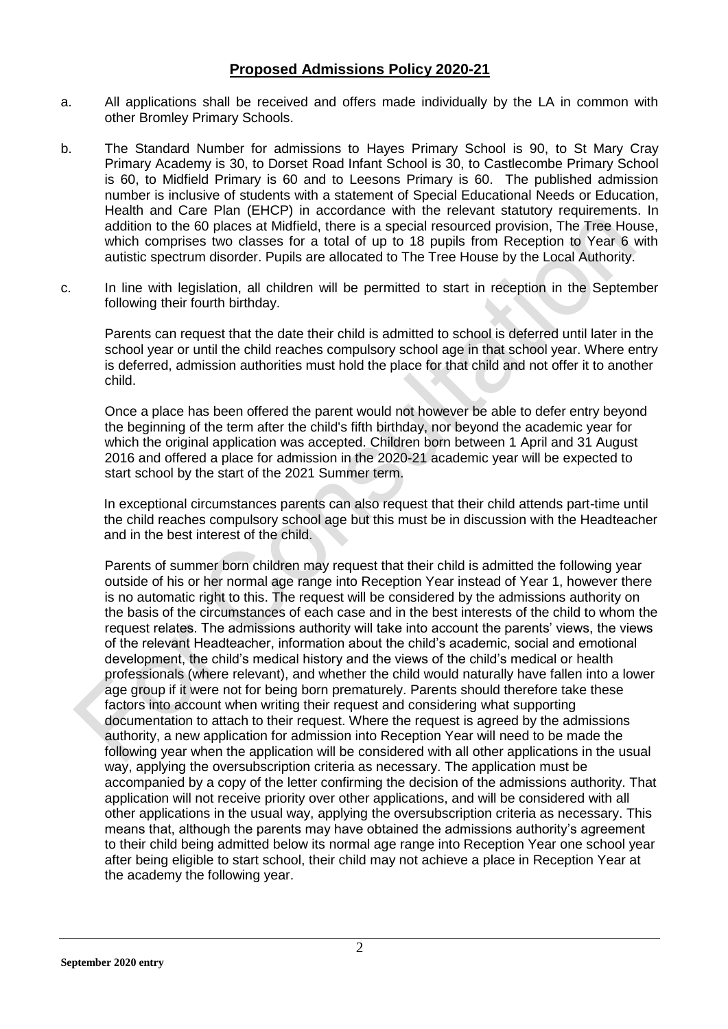## Proposed Admissions Policy 2020-21

a. All applications shall be received and offers made individually by the LA in common with other Bromley Primary Schools.

b. The Standard Number for admissions to Hayes Primary School is 90, to St Mary Cray Primary Academy is 30, to Dorset Road Infant School is 30, to Castlecombe Primary School is 60, to Midfield Primary is 60 and to Leesons Primary is 60. The published admission number is inclusive of students with a statement of Special Educational Needs or Education, Health and Care Plan (EHCP) in accordance with the relevant statutory requirements. In addition to the 60 places at Midfield, there is a special resourced provision, The Tree House, which comprises two classes for a total of up to 18 pupils from Reception to Year 6 with autistic spectrum disorder. Pupils are allocated to The Tree House by the Local Authority.

c. In line with legislation, all children will be permitted to start in reception in the September following their fourth birthday.

   Parents can request that the date their child is admitted to school is deferred until later in the school year or until the child reaches compulsory school age in that school year. Where entry is deferred, admission authorities must hold the place for that child and not offer it to another child.

   Once a place has been offered the parent would not however be able to defer entry beyond the beginning of the term after the child's fifth birthday, nor beyond the academic year for which the original application was accepted. Children born between 1 April and 31 August 2016 and offered a place for admission in the 2020-21 academic year will be expected to start school by the start of the 2021 Summer term.

   In exceptional circumstances parents can also request that their child attends part-time until the child reaches compulsory school age but this must be in discussion with the Headteacher and in the best interest of the child.

   Parents of summer born children may request that their child is admitted the following year outside of his or her normal age range into Reception Year instead of Year 1, however there is no automatic right to this. The request will be considered by the admissions authority on the basis of the circumstances of each case and in the best interests of the child to whom the request relates. The admissions authority will take into account the parents' views, the views of the relevant Headteacher, information about the child's academic, social and emotional development, the child's medical history and the views of the child's medical or health professionals (where relevant), and whether the child would naturally have fallen into a lower age group if it were not for being born prematurely. Parents should therefore take these factors into account when writing their request and considering what supporting documentation to attach to their request. Where the request is agreed by the admissions authority, a new application for admission into Reception Year will need to be made the following year when the application will be considered with all other applications in the usual way, applying the oversubscription criteria as necessary. The application must be accompanied by a copy of the letter confirming the decision of the admissions authority. That application will not receive priority over other applications, and will be considered with all other applications in the usual way, applying the oversubscription criteria as necessary. This means that, although the parents may have obtained the admissions authority's agreement to their child being admitted below its normal age range into Reception Year one school year after being eligible to start school, their child may not achieve a place in Reception Year at the academy the following year.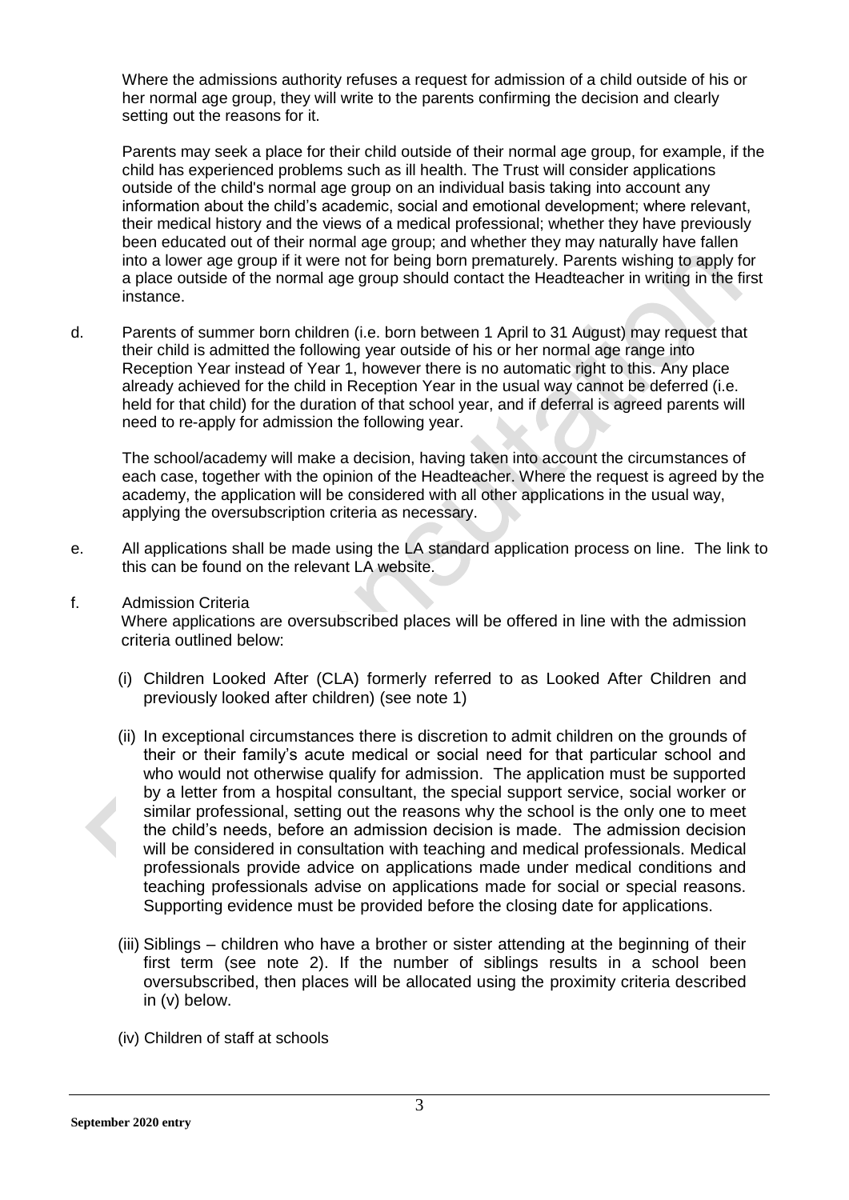Where the admissions authority refuses a request for admission of a child outside of his or her normal age group, they will write to the parents confirming the decision and clearly setting out the reasons for it.

Parents may seek a place for their child outside of their normal age group, for example, if the child has experienced problems such as ill health. The Trust will consider applications outside of the child's normal age group on an individual basis taking into account any information about the child's academic, social and emotional development; where relevant, their medical history and the views of a medical professional; whether they have previously been educated out of their normal age group; and whether they may naturally have fallen into a lower age group if it were not for being born prematurely. Parents wishing to apply for a place outside of the normal age group should contact the Headteacher in writing in the first instance.

d. Parents of summer born children (i.e. born between 1 April to 31 August) may request that their child is admitted the following year outside of his or her normal age range into Reception Year instead of Year 1, however there is no automatic right to this. Any place already achieved for the child in Reception Year in the usual way cannot be deferred (i.e. held for that child) for the duration of that school year, and if deferral is agreed parents will need to re-apply for admission the following year.

   The school/academy will make a decision, having taken into account the circumstances of each case, together with the opinion of the Headteacher. Where the request is agreed by the academy, the application will be considered with all other applications in the usual way, applying the oversubscription criteria as necessary.

e. All applications shall be made using the LA standard application process on line. The link to this can be found on the relevant LA website.

f. Admission Criteria
   Where applications are oversubscribed places will be offered in line with the admission criteria outlined below:

   (i) Children Looked After (CLA) formerly referred to as Looked After Children and previously looked after children) (see note 1)

   (ii) In exceptional circumstances there is discretion to admit children on the grounds of their or their family's acute medical or social need for that particular school and who would not otherwise qualify for admission. The application must be supported by a letter from a hospital consultant, the special support service, social worker or similar professional, setting out the reasons why the school is the only one to meet the child's needs, before an admission decision is made. The admission decision will be considered in consultation with teaching and medical professionals. Medical professionals provide advice on applications made under medical conditions and teaching professionals advise on applications made for social or special reasons. Supporting evidence must be provided before the closing date for applications.

   (iii) Siblings – children who have a brother or sister attending at the beginning of their first term (see note 2). If the number of siblings results in a school been oversubscribed, then places will be allocated using the proximity criteria described in (v) below.

   (iv) Children of staff at schools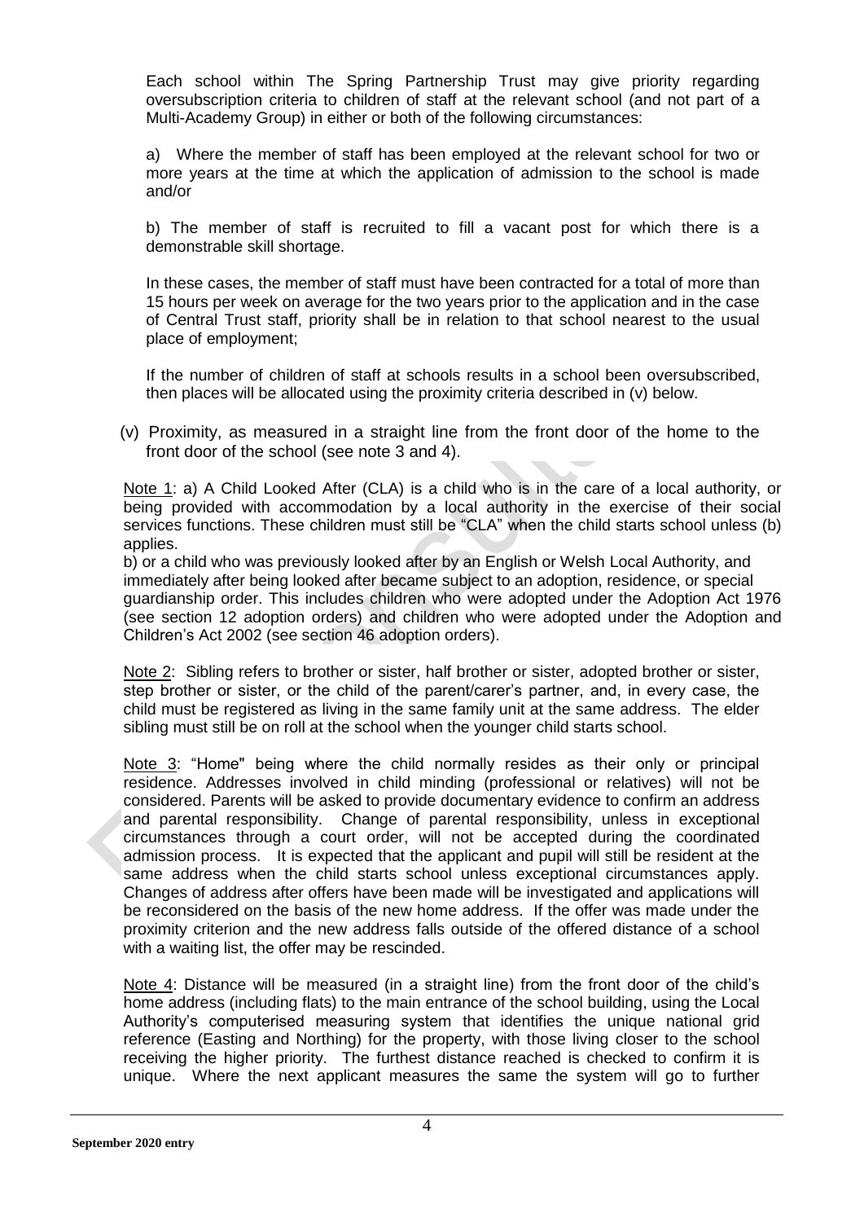Each school within The Spring Partnership Trust may give priority regarding oversubscription criteria to children of staff at the relevant school (and not part of a Multi-Academy Group) in either or both of the following circumstances:

a) Where the member of staff has been employed at the relevant school for two or more years at the time at which the application of admission to the school is made and/or

b) The member of staff is recruited to fill a vacant post for which there is a demonstrable skill shortage.

In these cases, the member of staff must have been contracted for a total of more than 15 hours per week on average for the two years prior to the application and in the case of Central Trust staff, priority shall be in relation to that school nearest to the usual place of employment;

If the number of children of staff at schools results in a school been oversubscribed, then places will be allocated using the proximity criteria described in (v) below.

(v) Proximity, as measured in a straight line from the front door of the home to the front door of the school (see note 3 and 4).

Note 1: a) A Child Looked After (CLA) is a child who is in the care of a local authority, or being provided with accommodation by a local authority in the exercise of their social services functions. These children must still be "CLA" when the child starts school unless (b) applies.
b) or a child who was previously looked after by an English or Welsh Local Authority, and immediately after being looked after became subject to an adoption, residence, or special guardianship order. This includes children who were adopted under the Adoption Act 1976 (see section 12 adoption orders) and children who were adopted under the Adoption and Children's Act 2002 (see section 46 adoption orders).

Note 2: Sibling refers to brother or sister, half brother or sister, adopted brother or sister, step brother or sister, or the child of the parent/carer's partner, and, in every case, the child must be registered as living in the same family unit at the same address. The elder sibling must still be on roll at the school when the younger child starts school.

Note 3: "Home" being where the child normally resides as their only or principal residence. Addresses involved in child minding (professional or relatives) will not be considered. Parents will be asked to provide documentary evidence to confirm an address and parental responsibility. Change of parental responsibility, unless in exceptional circumstances through a court order, will not be accepted during the coordinated admission process. It is expected that the applicant and pupil will still be resident at the same address when the child starts school unless exceptional circumstances apply. Changes of address after offers have been made will be investigated and applications will be reconsidered on the basis of the new home address. If the offer was made under the proximity criterion and the new address falls outside of the offered distance of a school with a waiting list, the offer may be rescinded.

Note 4: Distance will be measured (in a straight line) from the front door of the child's home address (including flats) to the main entrance of the school building, using the Local Authority's computerised measuring system that identifies the unique national grid reference (Easting and Northing) for the property, with those living closer to the school receiving the higher priority. The furthest distance reached is checked to confirm it is unique. Where the next applicant measures the same the system will go to further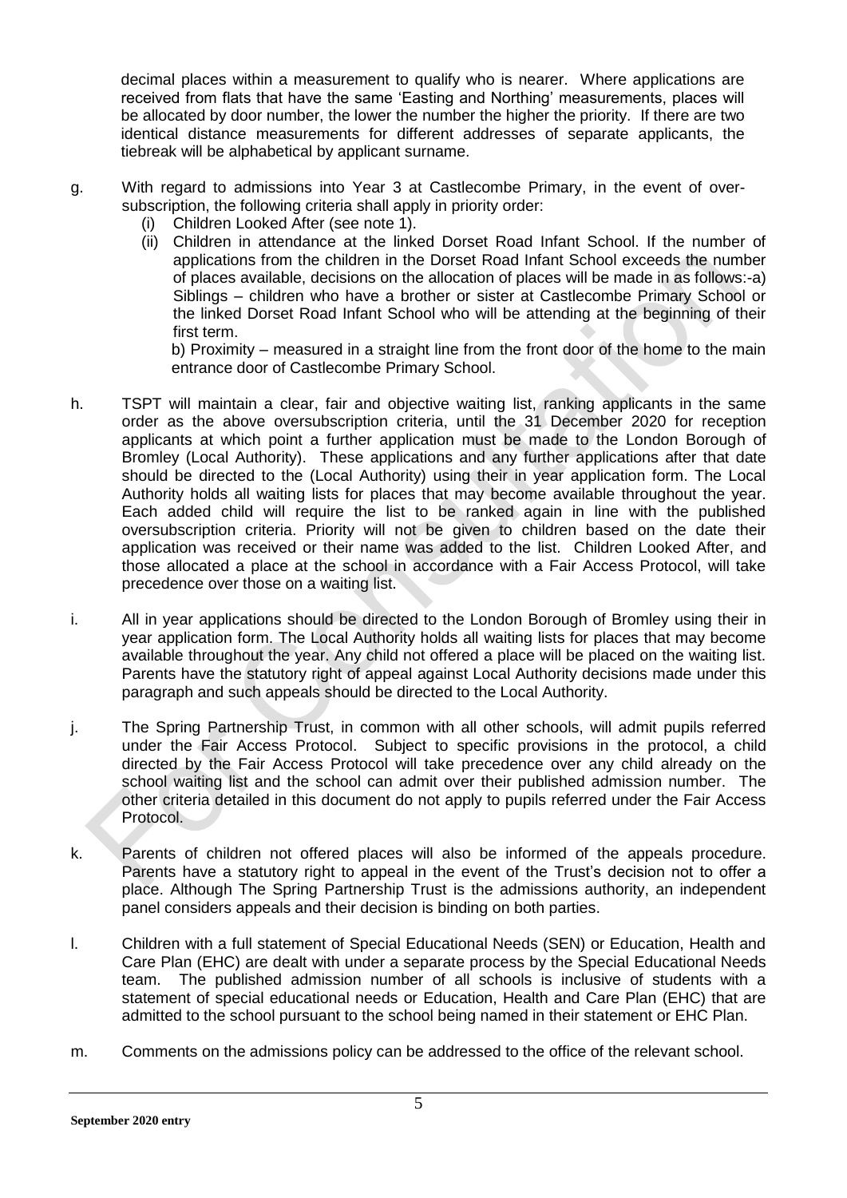decimal places within a measurement to qualify who is nearer. Where applications are received from flats that have the same 'Easting and Northing' measurements, places will be allocated by door number, the lower the number the higher the priority. If there are two identical distance measurements for different addresses of separate applicants, the tiebreak will be alphabetical by applicant surname.

g. With regard to admissions into Year 3 at Castlecombe Primary, in the event of over-subscription, the following criteria shall apply in priority order:
   (i) Children Looked After (see note 1).
   (ii) Children in attendance at the linked Dorset Road Infant School. If the number of applications from the children in the Dorset Road Infant School exceeds the number of places available, decisions on the allocation of places will be made in as follows:-a) Siblings – children who have a brother or sister at Castlecombe Primary School or the linked Dorset Road Infant School who will be attending at the beginning of their first term.

   b) Proximity – measured in a straight line from the front door of the home to the main entrance door of Castlecombe Primary School.

h. TSPT will maintain a clear, fair and objective waiting list, ranking applicants in the same order as the above oversubscription criteria, until the 31 December 2020 for reception applicants at which point a further application must be made to the London Borough of Bromley (Local Authority). These applications and any further applications after that date should be directed to the (Local Authority) using their in year application form. The Local Authority holds all waiting lists for places that may become available throughout the year. Each added child will require the list to be ranked again in line with the published oversubscription criteria. Priority will not be given to children based on the date their application was received or their name was added to the list. Children Looked After, and those allocated a place at the school in accordance with a Fair Access Protocol, will take precedence over those on a waiting list.

i. All in year applications should be directed to the London Borough of Bromley using their in year application form. The Local Authority holds all waiting lists for places that may become available throughout the year. Any child not offered a place will be placed on the waiting list. Parents have the statutory right of appeal against Local Authority decisions made under this paragraph and such appeals should be directed to the Local Authority.

j. The Spring Partnership Trust, in common with all other schools, will admit pupils referred under the Fair Access Protocol. Subject to specific provisions in the protocol, a child directed by the Fair Access Protocol will take precedence over any child already on the school waiting list and the school can admit over their published admission number. The other criteria detailed in this document do not apply to pupils referred under the Fair Access Protocol.

k. Parents of children not offered places will also be informed of the appeals procedure. Parents have a statutory right to appeal in the event of the Trust's decision not to offer a place. Although The Spring Partnership Trust is the admissions authority, an independent panel considers appeals and their decision is binding on both parties.

l. Children with a full statement of Special Educational Needs (SEN) or Education, Health and Care Plan (EHC) are dealt with under a separate process by the Special Educational Needs team. The published admission number of all schools is inclusive of students with a statement of special educational needs or Education, Health and Care Plan (EHC) that are admitted to the school pursuant to the school being named in their statement or EHC Plan.

m. Comments on the admissions policy can be addressed to the office of the relevant school.

**September 2020 entry**